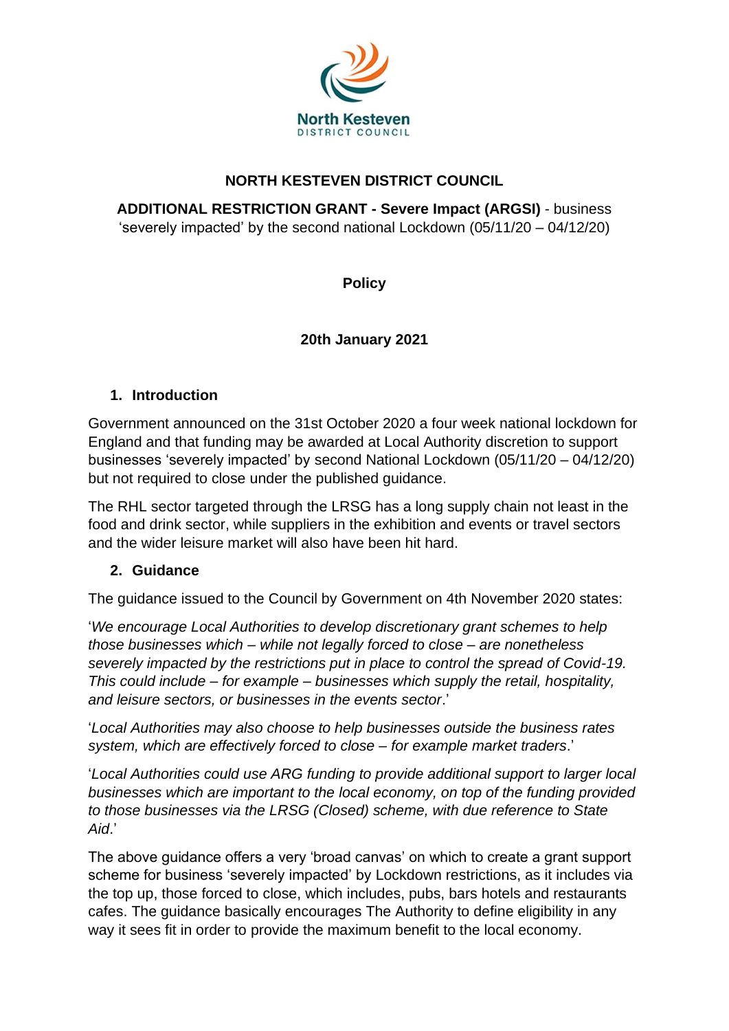**North Kesteven**
DISTRICT COUNCIL

# NORTH KESTEVEN DISTRICT COUNCIL

**ADDITIONAL RESTRICTION GRANT - Severe Impact (ARGSI)** - business 'severely impacted' by the second national Lockdown (05/11/20 – 04/12/20)

**Policy**

**20th January 2021**

## 1. Introduction

Government announced on the 31st October 2020 a four week national lockdown for England and that funding may be awarded at Local Authority discretion to support businesses 'severely impacted' by second National Lockdown (05/11/20 – 04/12/20) but not required to close under the published guidance.

The RHL sector targeted through the LRSG has a long supply chain not least in the food and drink sector, while suppliers in the exhibition and events or travel sectors and the wider leisure market will also have been hit hard.

## 2. Guidance

The guidance issued to the Council by Government on 4th November 2020 states:

'*We encourage Local Authorities to develop discretionary grant schemes to help those businesses which – while not legally forced to close – are nonetheless severely impacted by the restrictions put in place to control the spread of Covid-19. This could include – for example – businesses which supply the retail, hospitality, and leisure sectors, or businesses in the events sector*.'

'*Local Authorities may also choose to help businesses outside the business rates system, which are effectively forced to close – for example market traders*.'

'*Local Authorities could use ARG funding to provide additional support to larger local businesses which are important to the local economy, on top of the funding provided to those businesses via the LRSG (Closed) scheme, with due reference to State Aid*.'

The above guidance offers a very 'broad canvas' on which to create a grant support scheme for business 'severely impacted' by Lockdown restrictions, as it includes via the top up, those forced to close, which includes, pubs, bars hotels and restaurants cafes. The guidance basically encourages The Authority to define eligibility in any way it sees fit in order to provide the maximum benefit to the local economy.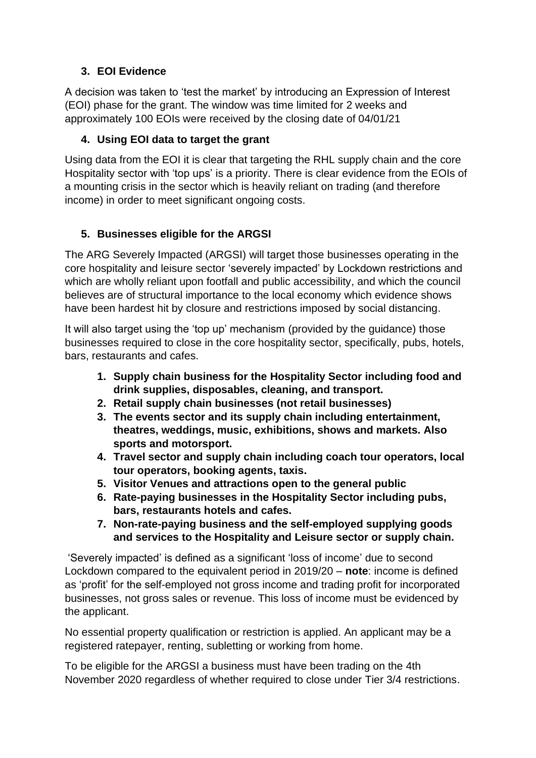### 3. EOI Evidence

A decision was taken to 'test the market' by introducing an Expression of Interest (EOI) phase for the grant. The window was time limited for 2 weeks and approximately 100 EOIs were received by the closing date of 04/01/21

### 4. Using EOI data to target the grant

Using data from the EOI it is clear that targeting the RHL supply chain and the core Hospitality sector with 'top ups' is a priority. There is clear evidence from the EOIs of a mounting crisis in the sector which is heavily reliant on trading (and therefore income) in order to meet significant ongoing costs.

### 5. Businesses eligible for the ARGSI

The ARG Severely Impacted (ARGSI) will target those businesses operating in the core hospitality and leisure sector 'severely impacted' by Lockdown restrictions and which are wholly reliant upon footfall and public accessibility, and which the council believes are of structural importance to the local economy which evidence shows have been hardest hit by closure and restrictions imposed by social distancing.

It will also target using the 'top up' mechanism (provided by the guidance) those businesses required to close in the core hospitality sector, specifically, pubs, hotels, bars, restaurants and cafes.

1. **Supply chain business for the Hospitality Sector including food and drink supplies, disposables, cleaning, and transport.**
2. **Retail supply chain businesses (not retail businesses)**
3. **The events sector and its supply chain including entertainment, theatres, weddings, music, exhibitions, shows and markets. Also sports and motorsport.**
4. **Travel sector and supply chain including coach tour operators, local tour operators, booking agents, taxis.**
5. **Visitor Venues and attractions open to the general public**
6. **Rate-paying businesses in the Hospitality Sector including pubs, bars, restaurants hotels and cafes.**
7. **Non-rate-paying business and the self-employed supplying goods and services to the Hospitality and Leisure sector or supply chain.**

'Severely impacted' is defined as a significant 'loss of income' due to second Lockdown compared to the equivalent period in 2019/20 – **note**: income is defined as 'profit' for the self-employed not gross income and trading profit for incorporated businesses, not gross sales or revenue. This loss of income must be evidenced by the applicant.

No essential property qualification or restriction is applied. An applicant may be a registered ratepayer, renting, subletting or working from home.

To be eligible for the ARGSI a business must have been trading on the 4th November 2020 regardless of whether required to close under Tier 3/4 restrictions.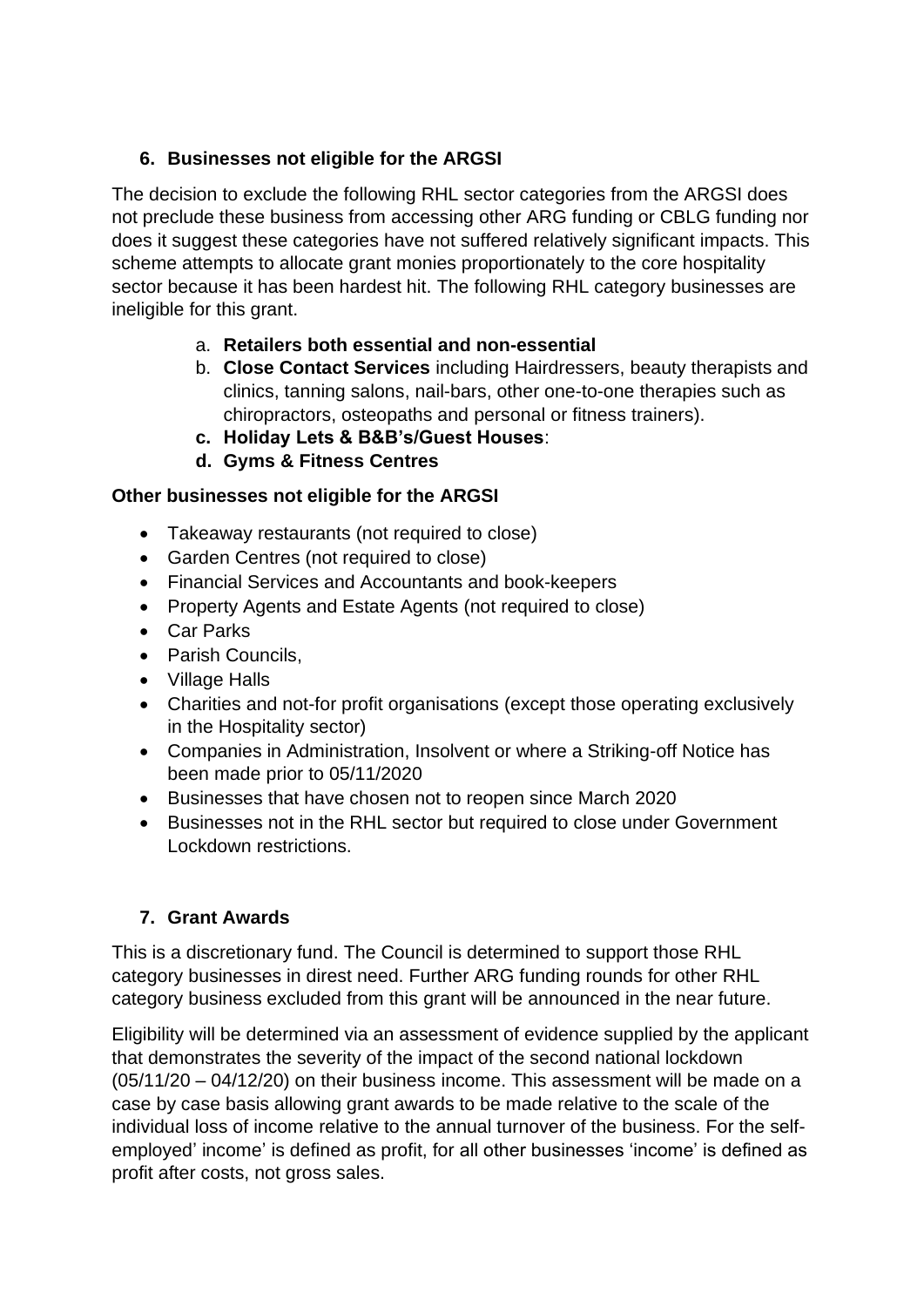## 6. Businesses not eligible for the ARGSI

The decision to exclude the following RHL sector categories from the ARGSI does not preclude these business from accessing other ARG funding or CBLG funding nor does it suggest these categories have not suffered relatively significant impacts. This scheme attempts to allocate grant monies proportionately to the core hospitality sector because it has been hardest hit. The following RHL category businesses are ineligible for this grant.

a. **Retailers both essential and non-essential**
b. **Close Contact Services** including Hairdressers, beauty therapists and clinics, tanning salons, nail-bars, other one-to-one therapies such as chiropractors, osteopaths and personal or fitness trainers).
c. **Holiday Lets & B&B's/Guest Houses**:
d. **Gyms & Fitness Centres**

**Other businesses not eligible for the ARGSI**

- Takeaway restaurants (not required to close)
- Garden Centres (not required to close)
- Financial Services and Accountants and book-keepers
- Property Agents and Estate Agents (not required to close)
- Car Parks
- Parish Councils,
- Village Halls
- Charities and not-for profit organisations (except those operating exclusively in the Hospitality sector)
- Companies in Administration, Insolvent or where a Striking-off Notice has been made prior to 05/11/2020
- Businesses that have chosen not to reopen since March 2020
- Businesses not in the RHL sector but required to close under Government Lockdown restrictions.

## 7. Grant Awards

This is a discretionary fund. The Council is determined to support those RHL category businesses in direst need. Further ARG funding rounds for other RHL category business excluded from this grant will be announced in the near future.

Eligibility will be determined via an assessment of evidence supplied by the applicant that demonstrates the severity of the impact of the second national lockdown (05/11/20 – 04/12/20) on their business income. This assessment will be made on a case by case basis allowing grant awards to be made relative to the scale of the individual loss of income relative to the annual turnover of the business. For the self-employed' income' is defined as profit, for all other businesses 'income' is defined as profit after costs, not gross sales.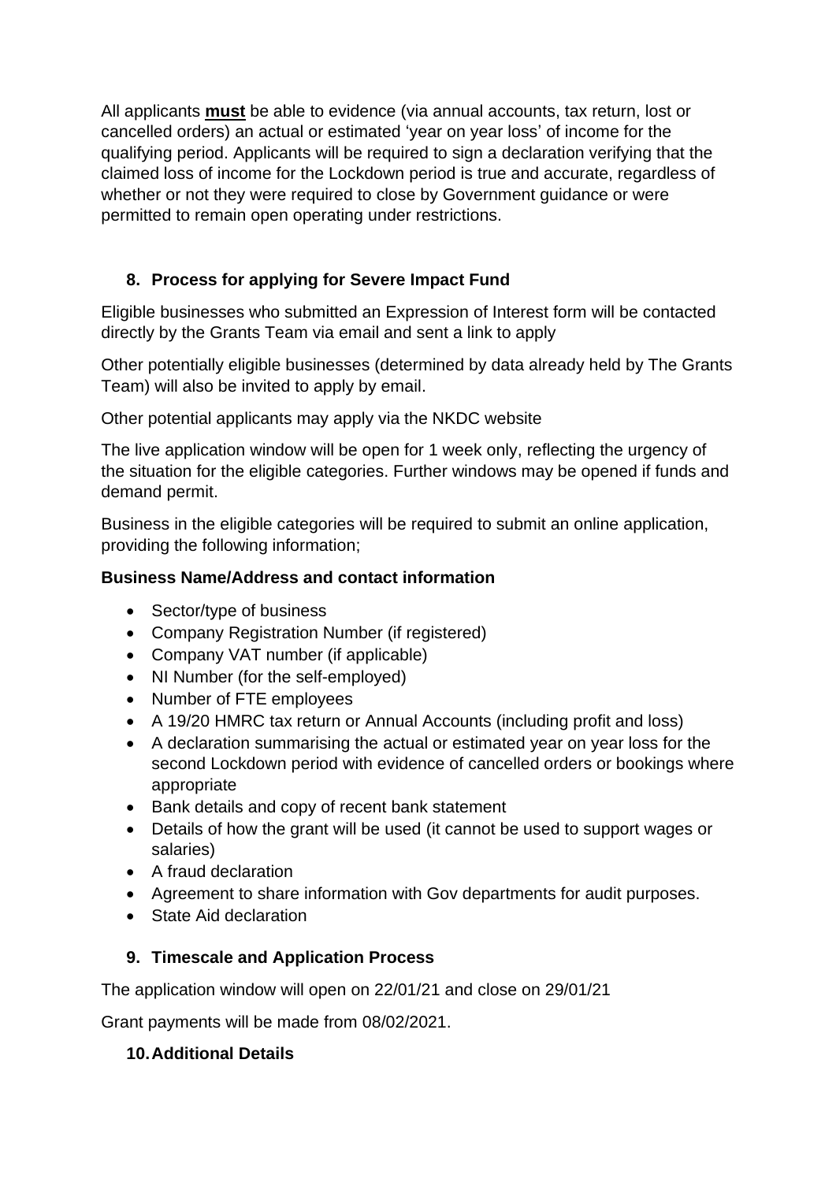All applicants **<u>must</u>** be able to evidence (via annual accounts, tax return, lost or cancelled orders) an actual or estimated 'year on year loss' of income for the qualifying period. Applicants will be required to sign a declaration verifying that the claimed loss of income for the Lockdown period is true and accurate, regardless of whether or not they were required to close by Government guidance or were permitted to remain open operating under restrictions.

## 8. Process for applying for Severe Impact Fund

Eligible businesses who submitted an Expression of Interest form will be contacted directly by the Grants Team via email and sent a link to apply

Other potentially eligible businesses (determined by data already held by The Grants Team) will also be invited to apply by email.

Other potential applicants may apply via the NKDC website

The live application window will be open for 1 week only, reflecting the urgency of the situation for the eligible categories. Further windows may be opened if funds and demand permit.

Business in the eligible categories will be required to submit an online application, providing the following information;

**Business Name/Address and contact information**

- Sector/type of business
- Company Registration Number (if registered)
- Company VAT number (if applicable)
- NI Number (for the self-employed)
- Number of FTE employees
- A 19/20 HMRC tax return or Annual Accounts (including profit and loss)
- A declaration summarising the actual or estimated year on year loss for the second Lockdown period with evidence of cancelled orders or bookings where appropriate
- Bank details and copy of recent bank statement
- Details of how the grant will be used (it cannot be used to support wages or salaries)
- A fraud declaration
- Agreement to share information with Gov departments for audit purposes.
- State Aid declaration

## 9. Timescale and Application Process

The application window will open on 22/01/21 and close on 29/01/21

Grant payments will be made from 08/02/2021.

## 10. Additional Details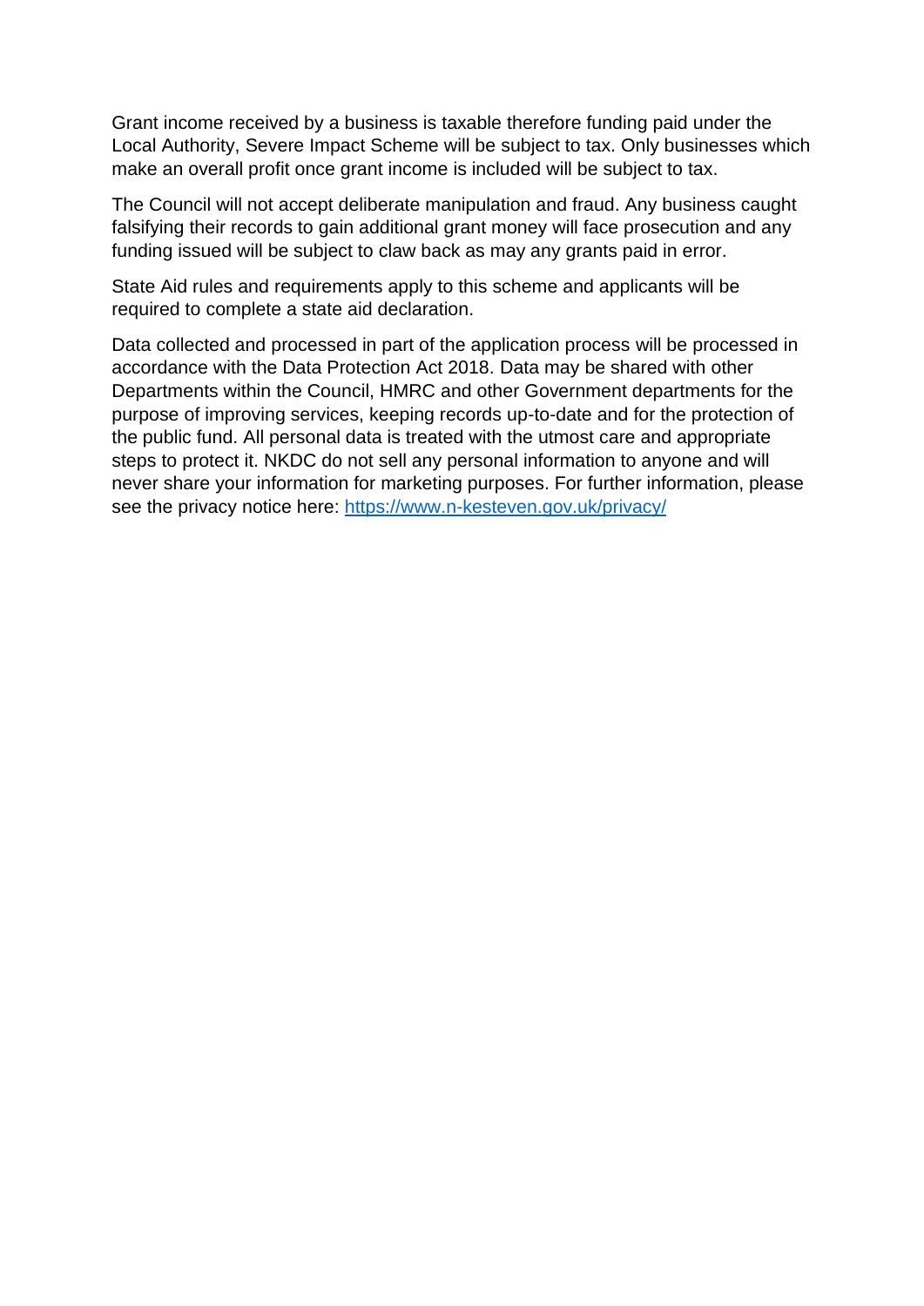Grant income received by a business is taxable therefore funding paid under the Local Authority, Severe Impact Scheme will be subject to tax. Only businesses which make an overall profit once grant income is included will be subject to tax.

The Council will not accept deliberate manipulation and fraud. Any business caught falsifying their records to gain additional grant money will face prosecution and any funding issued will be subject to claw back as may any grants paid in error.

State Aid rules and requirements apply to this scheme and applicants will be required to complete a state aid declaration.

Data collected and processed in part of the application process will be processed in accordance with the Data Protection Act 2018. Data may be shared with other Departments within the Council, HMRC and other Government departments for the purpose of improving services, keeping records up-to-date and for the protection of the public fund. All personal data is treated with the utmost care and appropriate steps to protect it. NKDC do not sell any personal information to anyone and will never share your information for marketing purposes. For further information, please see the privacy notice here: [https://www.n-kesteven.gov.uk/privacy/](https://www.n-kesteven.gov.uk/privacy/)